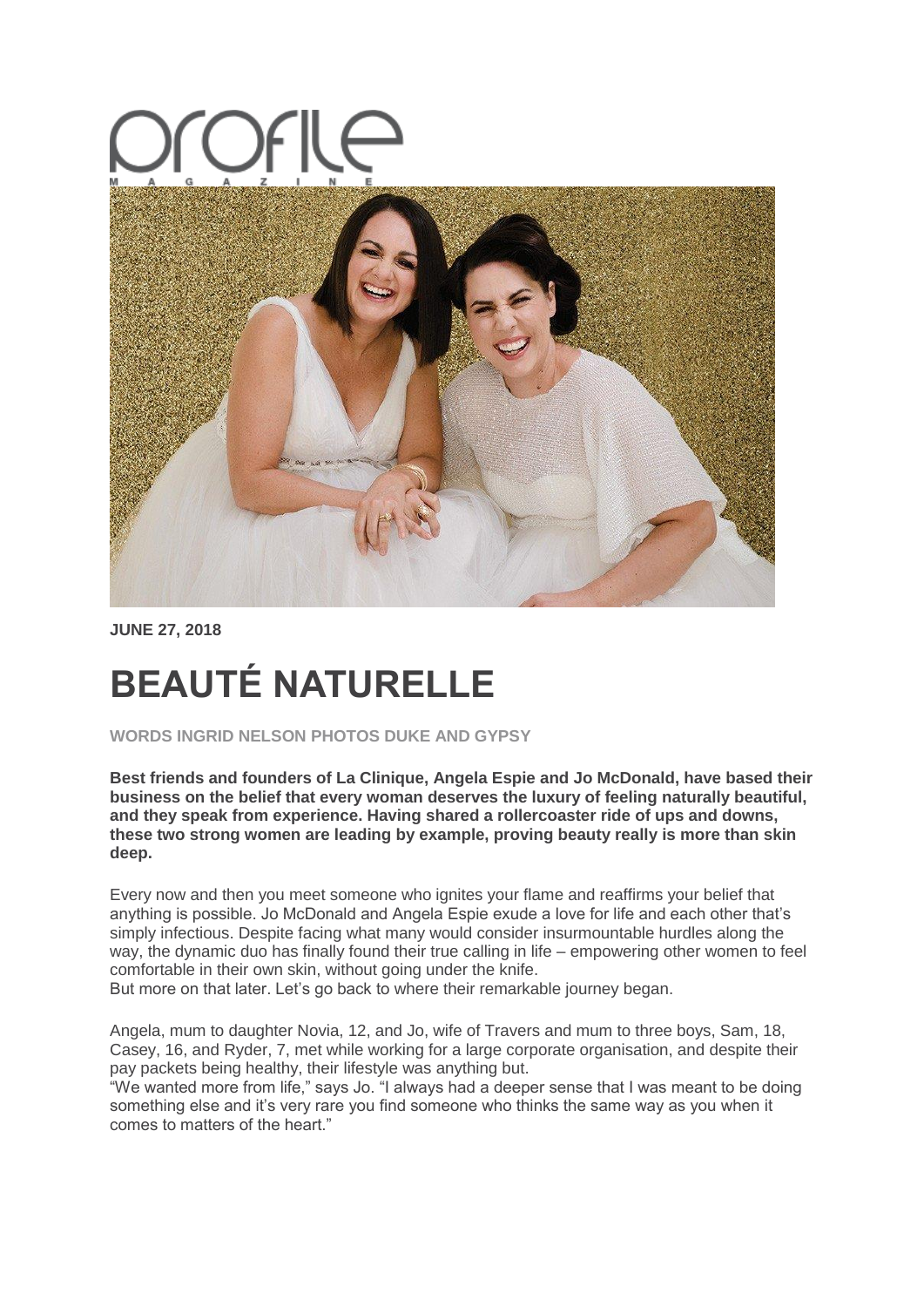# profile

MAGAZINE

**JUNE 27, 2018**

# BEAUTÉ NATURELLE

**WORDS INGRID NELSON PHOTOS DUKE AND GYPSY**

**Best friends and founders of La Clinique, Angela Espie and Jo McDonald, have based their business on the belief that every woman deserves the luxury of feeling naturally beautiful, and they speak from experience. Having shared a rollercoaster ride of ups and downs, these two strong women are leading by example, proving beauty really is more than skin deep.**

Every now and then you meet someone who ignites your flame and reaffirms your belief that anything is possible. Jo McDonald and Angela Espie exude a love for life and each other that's simply infectious. Despite facing what many would consider insurmountable hurdles along the way, the dynamic duo has finally found their true calling in life – empowering other women to feel comfortable in their own skin, without going under the knife.
But more on that later. Let's go back to where their remarkable journey began.

Angela, mum to daughter Novia, 12, and Jo, wife of Travers and mum to three boys, Sam, 18, Casey, 16, and Ryder, 7, met while working for a large corporate organisation, and despite their pay packets being healthy, their lifestyle was anything but.
"We wanted more from life," says Jo. "I always had a deeper sense that I was meant to be doing something else and it's very rare you find someone who thinks the same way as you when it comes to matters of the heart."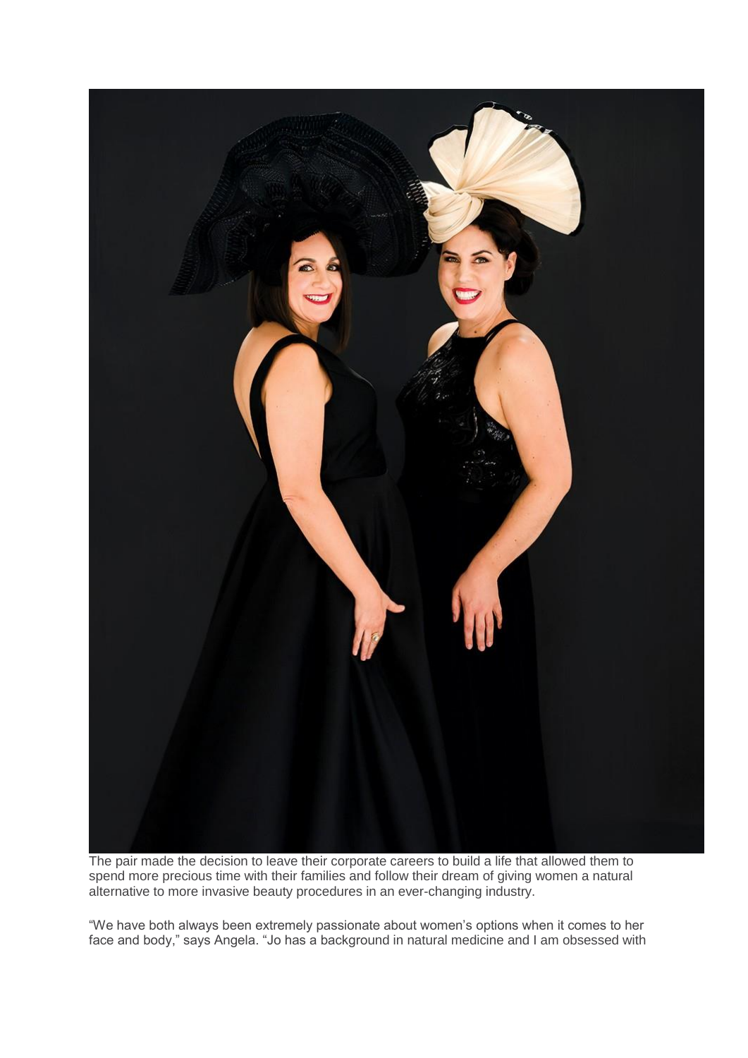The pair made the decision to leave their corporate careers to build a life that allowed them to spend more precious time with their families and follow their dream of giving women a natural alternative to more invasive beauty procedures in an ever-changing industry.

"We have both always been extremely passionate about women's options when it comes to her face and body," says Angela. "Jo has a background in natural medicine and I am obsessed with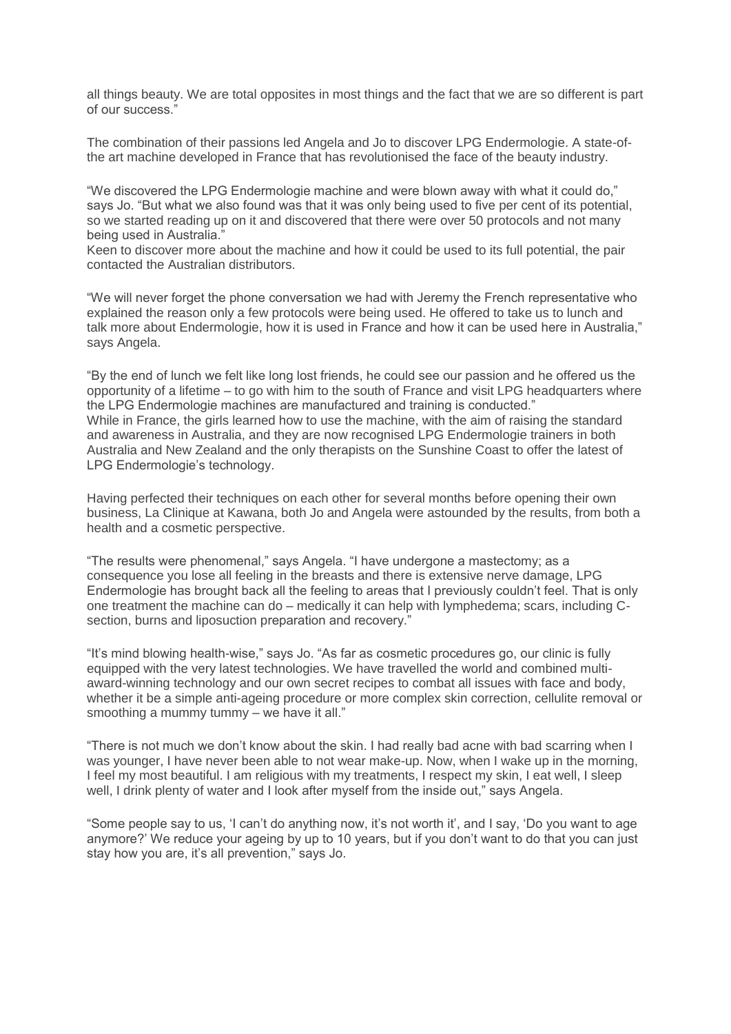all things beauty. We are total opposites in most things and the fact that we are so different is part of our success."

The combination of their passions led Angela and Jo to discover LPG Endermologie. A state-of-the art machine developed in France that has revolutionised the face of the beauty industry.

"We discovered the LPG Endermologie machine and were blown away with what it could do," says Jo. "But what we also found was that it was only being used to five per cent of its potential, so we started reading up on it and discovered that there were over 50 protocols and not many being used in Australia."

Keen to discover more about the machine and how it could be used to its full potential, the pair contacted the Australian distributors.

"We will never forget the phone conversation we had with Jeremy the French representative who explained the reason only a few protocols were being used. He offered to take us to lunch and talk more about Endermologie, how it is used in France and how it can be used here in Australia," says Angela.

"By the end of lunch we felt like long lost friends, he could see our passion and he offered us the opportunity of a lifetime – to go with him to the south of France and visit LPG headquarters where the LPG Endermologie machines are manufactured and training is conducted."

While in France, the girls learned how to use the machine, with the aim of raising the standard and awareness in Australia, and they are now recognised LPG Endermologie trainers in both Australia and New Zealand and the only therapists on the Sunshine Coast to offer the latest of LPG Endermologie's technology.

Having perfected their techniques on each other for several months before opening their own business, La Clinique at Kawana, both Jo and Angela were astounded by the results, from both a health and a cosmetic perspective.

"The results were phenomenal," says Angela. "I have undergone a mastectomy; as a consequence you lose all feeling in the breasts and there is extensive nerve damage, LPG Endermologie has brought back all the feeling to areas that I previously couldn't feel. That is only one treatment the machine can do – medically it can help with lymphedema; scars, including C-section, burns and liposuction preparation and recovery."

"It's mind blowing health-wise," says Jo. "As far as cosmetic procedures go, our clinic is fully equipped with the very latest technologies. We have travelled the world and combined multi-award-winning technology and our own secret recipes to combat all issues with face and body, whether it be a simple anti-ageing procedure or more complex skin correction, cellulite removal or smoothing a mummy tummy – we have it all."

"There is not much we don't know about the skin. I had really bad acne with bad scarring when I was younger, I have never been able to not wear make-up. Now, when I wake up in the morning, I feel my most beautiful. I am religious with my treatments, I respect my skin, I eat well, I sleep well, I drink plenty of water and I look after myself from the inside out," says Angela.

"Some people say to us, 'I can't do anything now, it's not worth it', and I say, 'Do you want to age anymore?' We reduce your ageing by up to 10 years, but if you don't want to do that you can just stay how you are, it's all prevention," says Jo.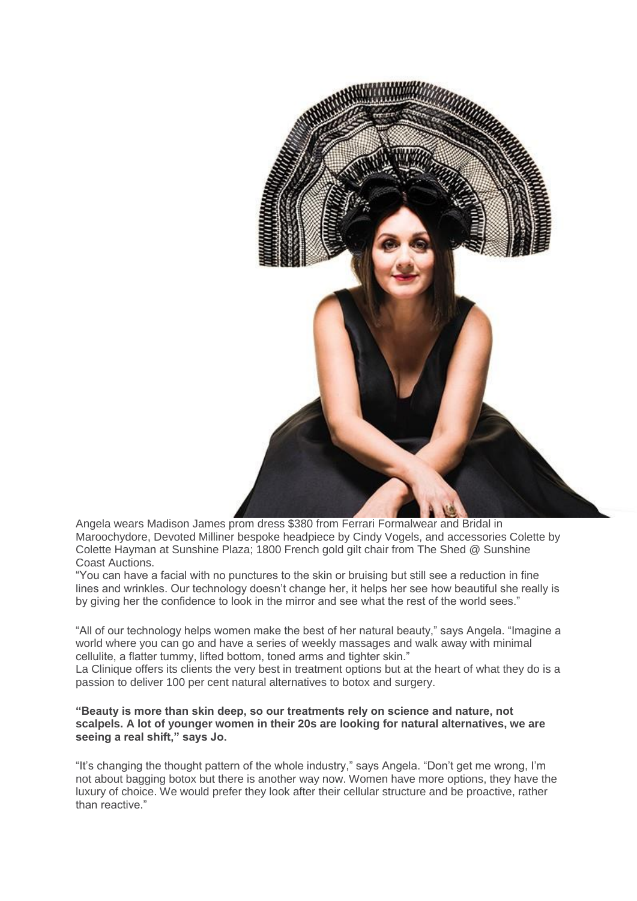Angela wears Madison James prom dress $380 from Ferrari Formalwear and Bridal in Maroochydore, Devoted Milliner bespoke headpiece by Cindy Vogels, and accessories Colette by Colette Hayman at Sunshine Plaza; 1800 French gold gilt chair from The Shed @ Sunshine Coast Auctions.

"You can have a facial with no punctures to the skin or bruising but still see a reduction in fine lines and wrinkles. Our technology doesn't change her, it helps her see how beautiful she really is by giving her the confidence to look in the mirror and see what the rest of the world sees."

"All of our technology helps women make the best of her natural beauty," says Angela. "Imagine a world where you can go and have a series of weekly massages and walk away with minimal cellulite, a flatter tummy, lifted bottom, toned arms and tighter skin."

La Clinique offers its clients the very best in treatment options but at the heart of what they do is a passion to deliver 100 per cent natural alternatives to botox and surgery.

**"Beauty is more than skin deep, so our treatments rely on science and nature, not scalpels. A lot of younger women in their 20s are looking for natural alternatives, we are seeing a real shift," says Jo.**

"It's changing the thought pattern of the whole industry," says Angela. "Don't get me wrong, I'm not about bagging botox but there is another way now. Women have more options, they have the luxury of choice. We would prefer they look after their cellular structure and be proactive, rather than reactive."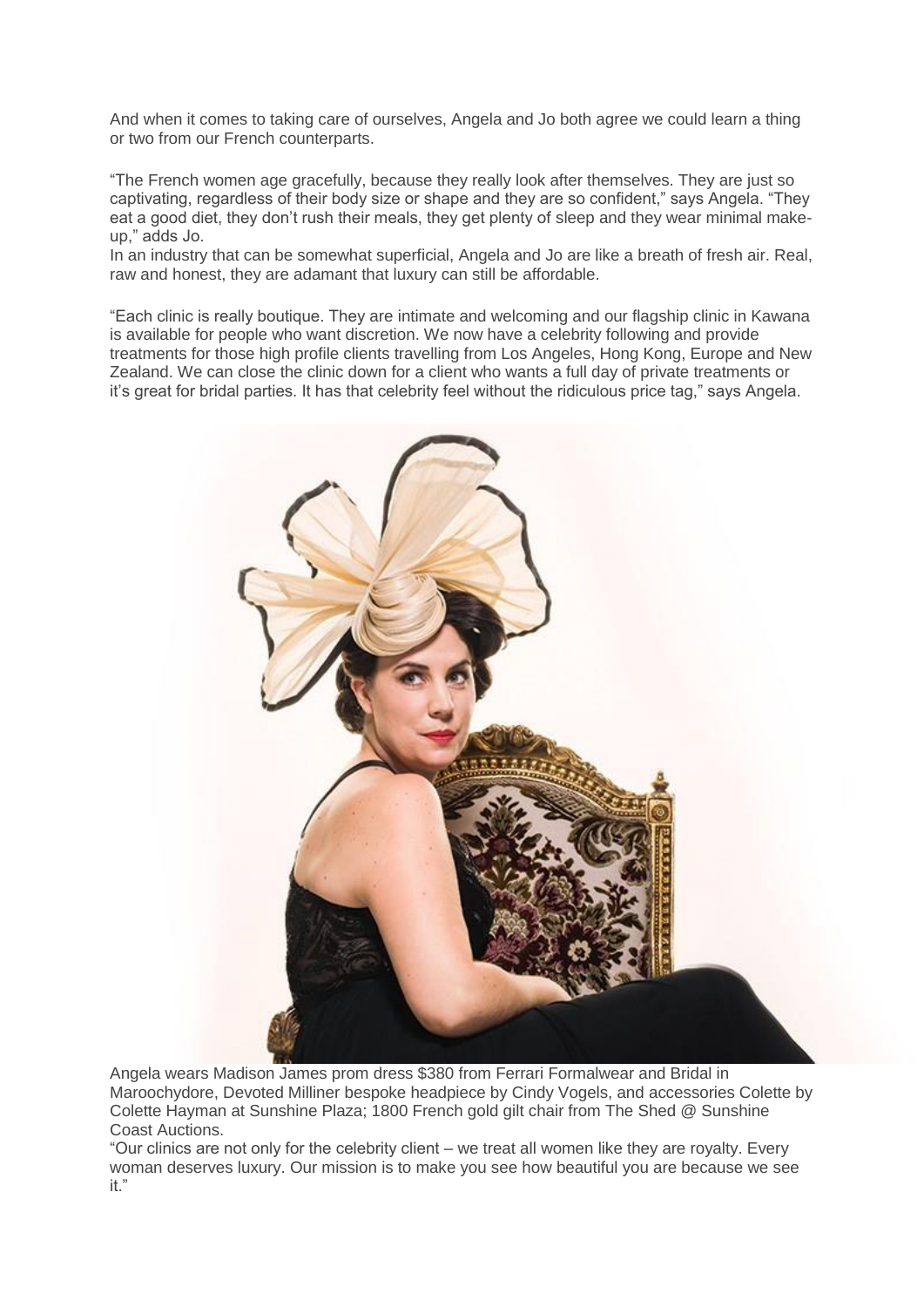And when it comes to taking care of ourselves, Angela and Jo both agree we could learn a thing or two from our French counterparts.

"The French women age gracefully, because they really look after themselves. They are just so captivating, regardless of their body size or shape and they are so confident," says Angela. "They eat a good diet, they don't rush their meals, they get plenty of sleep and they wear minimal make-up," adds Jo.

In an industry that can be somewhat superficial, Angela and Jo are like a breath of fresh air. Real, raw and honest, they are adamant that luxury can still be affordable.

"Each clinic is really boutique. They are intimate and welcoming and our flagship clinic in Kawana is available for people who want discretion. We now have a celebrity following and provide treatments for those high profile clients travelling from Los Angeles, Hong Kong, Europe and New Zealand. We can close the clinic down for a client who wants a full day of private treatments or it's great for bridal parties. It has that celebrity feel without the ridiculous price tag," says Angela.

Angela wears Madison James prom dress $380 from Ferrari Formalwear and Bridal in Maroochydore, Devoted Milliner bespoke headpiece by Cindy Vogels, and accessories Colette by Colette Hayman at Sunshine Plaza; 1800 French gold gilt chair from The Shed @ Sunshine Coast Auctions.

"Our clinics are not only for the celebrity client – we treat all women like they are royalty. Every woman deserves luxury. Our mission is to make you see how beautiful you are because we see it."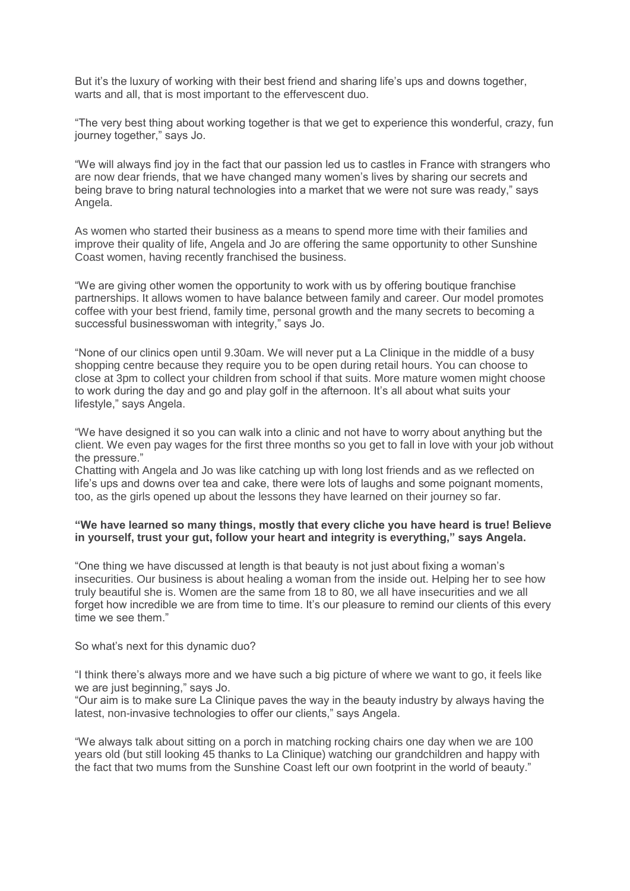But it's the luxury of working with their best friend and sharing life's ups and downs together, warts and all, that is most important to the effervescent duo.

"The very best thing about working together is that we get to experience this wonderful, crazy, fun journey together," says Jo.

"We will always find joy in the fact that our passion led us to castles in France with strangers who are now dear friends, that we have changed many women's lives by sharing our secrets and being brave to bring natural technologies into a market that we were not sure was ready," says Angela.

As women who started their business as a means to spend more time with their families and improve their quality of life, Angela and Jo are offering the same opportunity to other Sunshine Coast women, having recently franchised the business.

"We are giving other women the opportunity to work with us by offering boutique franchise partnerships. It allows women to have balance between family and career. Our model promotes coffee with your best friend, family time, personal growth and the many secrets to becoming a successful businesswoman with integrity," says Jo.

"None of our clinics open until 9.30am. We will never put a La Clinique in the middle of a busy shopping centre because they require you to be open during retail hours. You can choose to close at 3pm to collect your children from school if that suits. More mature women might choose to work during the day and go and play golf in the afternoon. It's all about what suits your lifestyle," says Angela.

"We have designed it so you can walk into a clinic and not have to worry about anything but the client. We even pay wages for the first three months so you get to fall in love with your job without the pressure."

Chatting with Angela and Jo was like catching up with long lost friends and as we reflected on life's ups and downs over tea and cake, there were lots of laughs and some poignant moments, too, as the girls opened up about the lessons they have learned on their journey so far.

**"We have learned so many things, mostly that every cliche you have heard is true! Believe in yourself, trust your gut, follow your heart and integrity is everything," says Angela.**

"One thing we have discussed at length is that beauty is not just about fixing a woman's insecurities. Our business is about healing a woman from the inside out. Helping her to see how truly beautiful she is. Women are the same from 18 to 80, we all have insecurities and we all forget how incredible we are from time to time. It's our pleasure to remind our clients of this every time we see them."

So what's next for this dynamic duo?

"I think there's always more and we have such a big picture of where we want to go, it feels like we are just beginning," says Jo.

"Our aim is to make sure La Clinique paves the way in the beauty industry by always having the latest, non-invasive technologies to offer our clients," says Angela.

"We always talk about sitting on a porch in matching rocking chairs one day when we are 100 years old (but still looking 45 thanks to La Clinique) watching our grandchildren and happy with the fact that two mums from the Sunshine Coast left our own footprint in the world of beauty."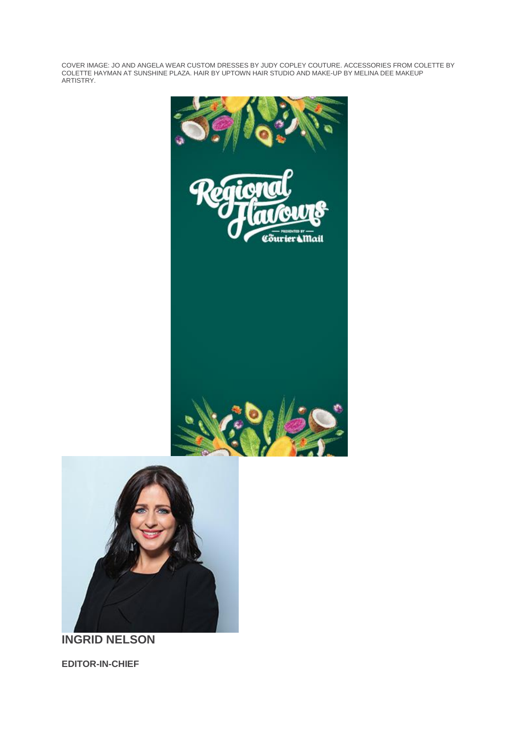COVER IMAGE: JO AND ANGELA WEAR CUSTOM DRESSES BY JUDY COPLEY COUTURE. ACCESSORIES FROM COLETTE BY COLETTE HAYMAN AT SUNSHINE PLAZA. HAIR BY UPTOWN HAIR STUDIO AND MAKE-UP BY MELINA DEE MAKEUP ARTISTRY.

**INGRID NELSON**

**EDITOR-IN-CHIEF**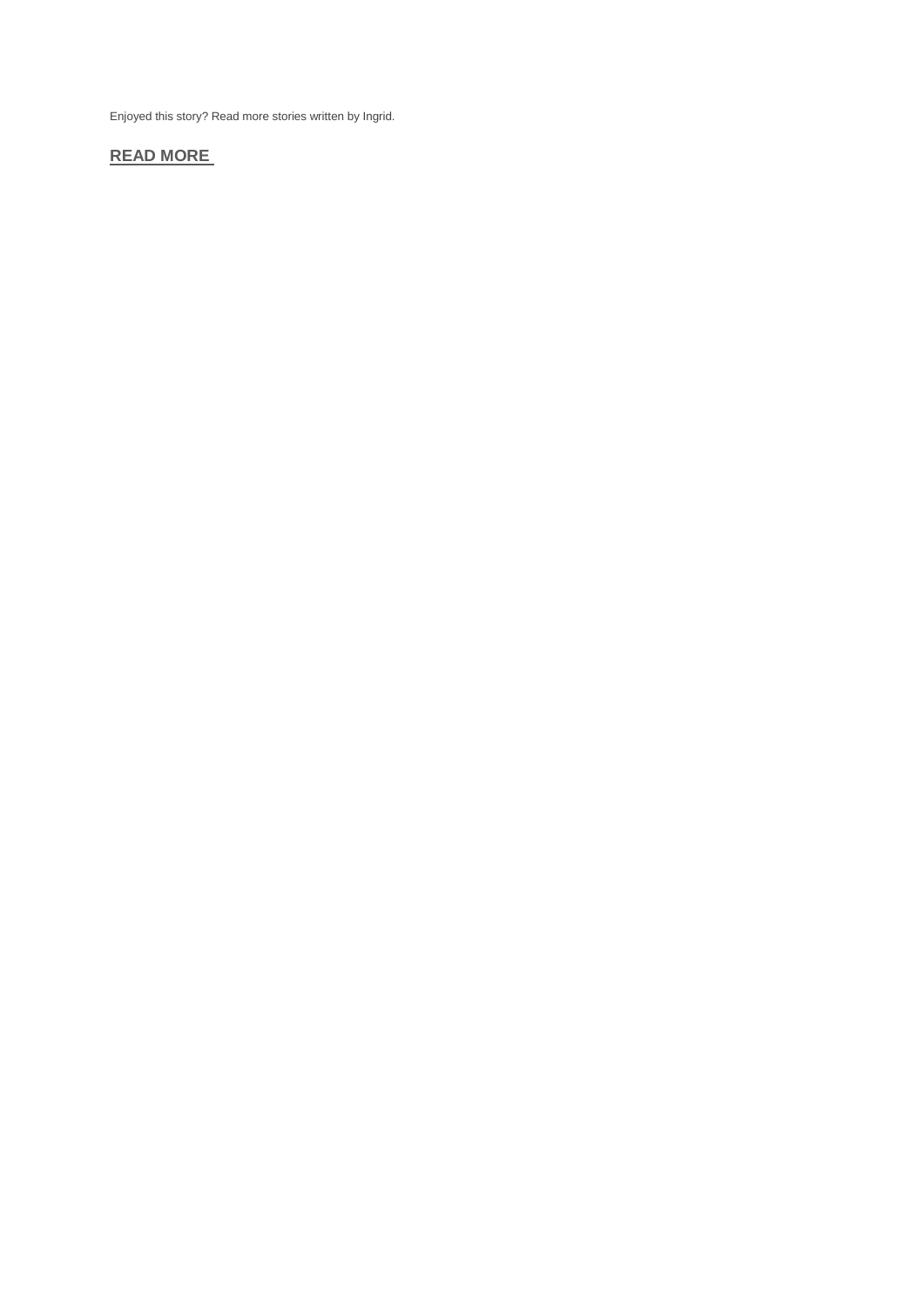Enjoyed this story? Read more stories written by Ingrid.

**READ MORE**